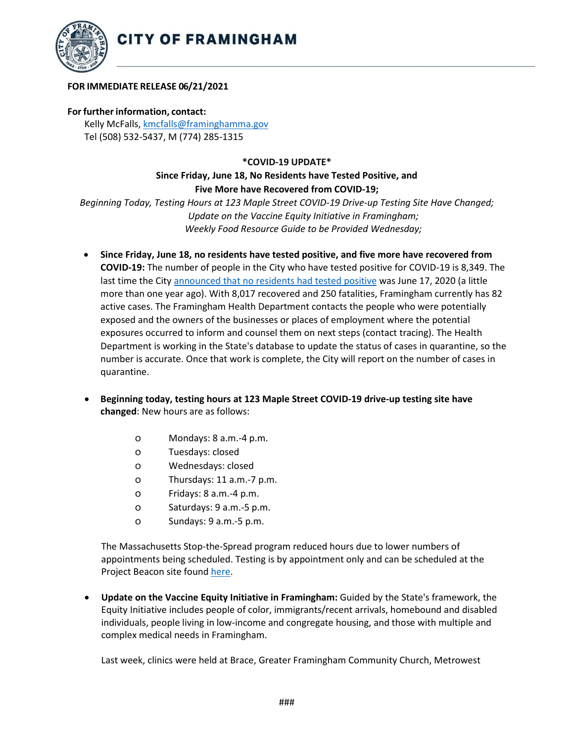# CITY OF FRAMINGHAM

**FOR IMMEDIATE RELEASE 06/21/2021**

**For further information, contact:**
Kelly McFalls, kmcfalls@framinghamma.gov
Tel (508) 532-5437, M (774) 285-1315

**\*COVID-19 UPDATE\***

**Since Friday, June 18, No Residents have Tested Positive, and Five More have Recovered from COVID-19;**

*Beginning Today, Testing Hours at 123 Maple Street COVID-19 Drive-up Testing Site Have Changed;*
*Update on the Vaccine Equity Initiative in Framingham;*
*Weekly Food Resource Guide to be Provided Wednesday;*

- **Since Friday, June 18, no residents have tested positive, and five more have recovered from COVID-19:** The number of people in the City who have tested positive for COVID-19 is 8,349. The last time the City announced that no residents had tested positive was June 17, 2020 (a little more than one year ago). With 8,017 recovered and 250 fatalities, Framingham currently has 82 active cases. The Framingham Health Department contacts the people who were potentially exposed and the owners of the businesses or places of employment where the potential exposures occurred to inform and counsel them on next steps (contact tracing). The Health Department is working in the State's database to update the status of cases in quarantine, so the number is accurate. Once that work is complete, the City will report on the number of cases in quarantine.

- **Beginning today, testing hours at 123 Maple Street COVID-19 drive-up testing site have changed**: New hours are as follows:
  - Mondays: 8 a.m.-4 p.m.
  - Tuesdays: closed
  - Wednesdays: closed
  - Thursdays: 11 a.m.-7 p.m.
  - Fridays: 8 a.m.-4 p.m.
  - Saturdays: 9 a.m.-5 p.m.
  - Sundays: 9 a.m.-5 p.m.

  The Massachusetts Stop-the-Spread program reduced hours due to lower numbers of appointments being scheduled. Testing is by appointment only and can be scheduled at the Project Beacon site found here.

- **Update on the Vaccine Equity Initiative in Framingham:** Guided by the State's framework, the Equity Initiative includes people of color, immigrants/recent arrivals, homebound and disabled individuals, people living in low-income and congregate housing, and those with multiple and complex medical needs in Framingham.

  Last week, clinics were held at Brace, Greater Framingham Community Church, Metrowest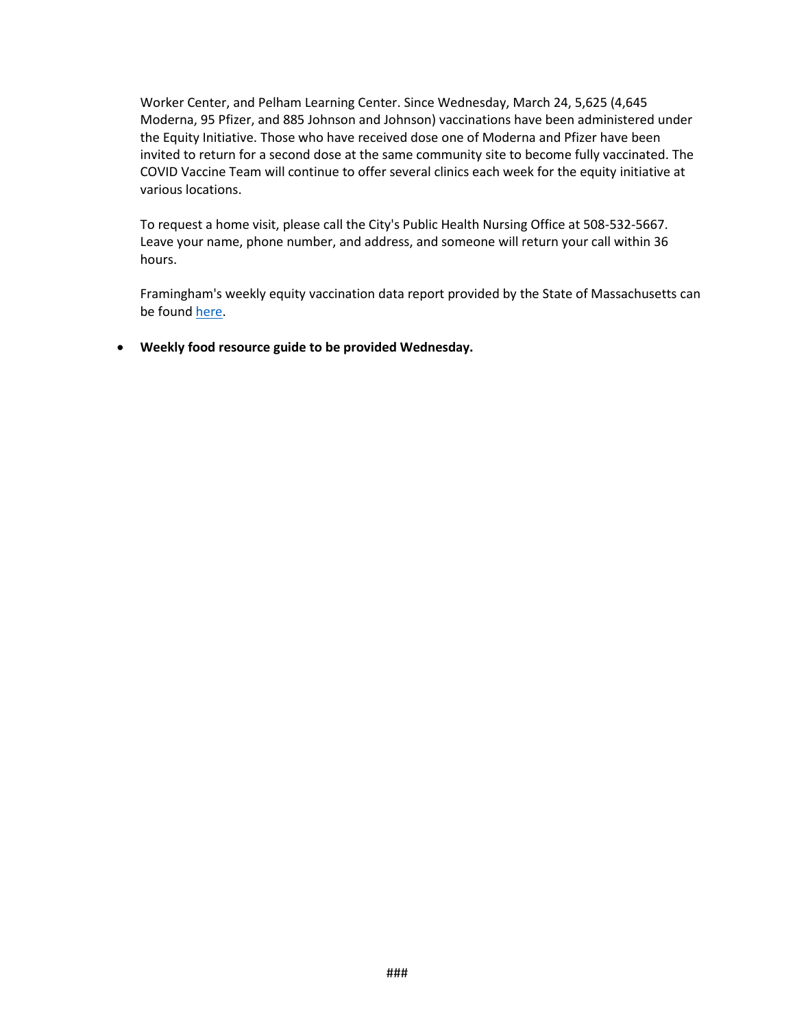Worker Center, and Pelham Learning Center. Since Wednesday, March 24, 5,625 (4,645 Moderna, 95 Pfizer, and 885 Johnson and Johnson) vaccinations have been administered under the Equity Initiative. Those who have received dose one of Moderna and Pfizer have been invited to return for a second dose at the same community site to become fully vaccinated. The COVID Vaccine Team will continue to offer several clinics each week for the equity initiative at various locations.

To request a home visit, please call the City's Public Health Nursing Office at 508-532-5667. Leave your name, phone number, and address, and someone will return your call within 36 hours.

Framingham's weekly equity vaccination data report provided by the State of Massachusetts can be found here.

- **Weekly food resource guide to be provided Wednesday.**

###